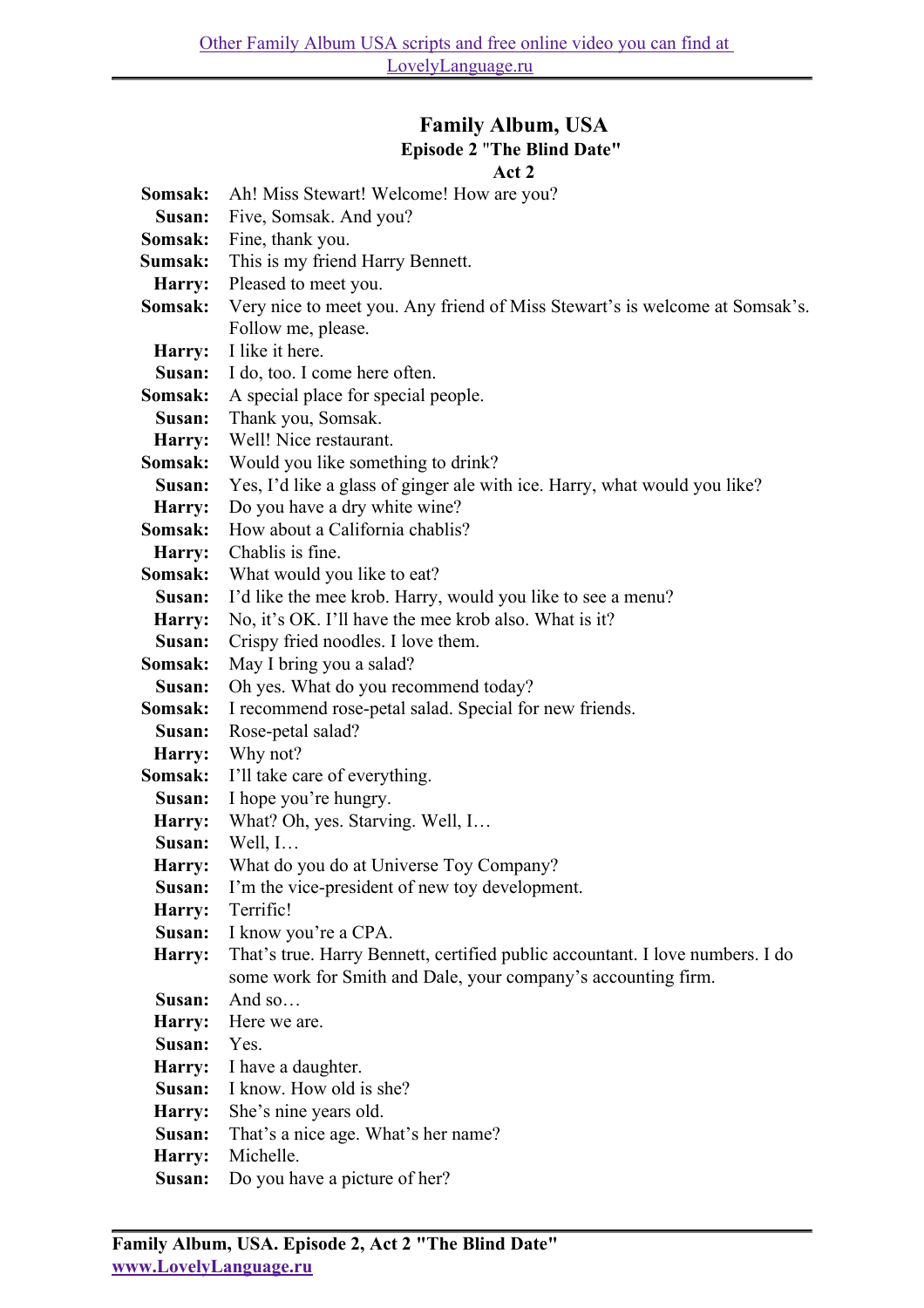# Family Album, USA

## Episode 2 "The Blind Date"

### Act 2

**Somsak:** Ah! Miss Stewart! Welcome! How are you?

**Susan:** Five, Somsak. And you?

**Somsak:** Fine, thank you.

**Sumsak:** This is my friend Harry Bennett.

**Harry:** Pleased to meet you.

**Somsak:** Very nice to meet you. Any friend of Miss Stewart's is welcome at Somsak's. Follow me, please.

**Harry:** I like it here.

**Susan:** I do, too. I come here often.

**Somsak:** A special place for special people.

**Susan:** Thank you, Somsak.

**Harry:** Well! Nice restaurant.

**Somsak:** Would you like something to drink?

**Susan:** Yes, I'd like a glass of ginger ale with ice. Harry, what would you like?

**Harry:** Do you have a dry white wine?

**Somsak:** How about a California chablis?

**Harry:** Chablis is fine.

**Somsak:** What would you like to eat?

**Susan:** I'd like the mee krob. Harry, would you like to see a menu?

**Harry:** No, it's OK. I'll have the mee krob also. What is it?

**Susan:** Crispy fried noodles. I love them.

**Somsak:** May I bring you a salad?

**Susan:** Oh yes. What do you recommend today?

**Somsak:** I recommend rose-petal salad. Special for new friends.

**Susan:** Rose-petal salad?

**Harry:** Why not?

**Somsak:** I'll take care of everything.

**Susan:** I hope you're hungry.

**Harry:** What? Oh, yes. Starving. Well, I…

**Susan:** Well, I…

**Harry:** What do you do at Universe Toy Company?

**Susan:** I'm the vice-president of new toy development.

**Harry:** Terrific!

**Susan:** I know you're a CPA.

**Harry:** That's true. Harry Bennett, certified public accountant. I love numbers. I do some work for Smith and Dale, your company's accounting firm.

**Susan:** And so…

**Harry:** Here we are.

**Susan:** Yes.

**Harry:** I have a daughter.

**Susan:** I know. How old is she?

**Harry:** She's nine years old.

**Susan:** That's a nice age. What's her name?

**Harry:** Michelle.

**Susan:** Do you have a picture of her?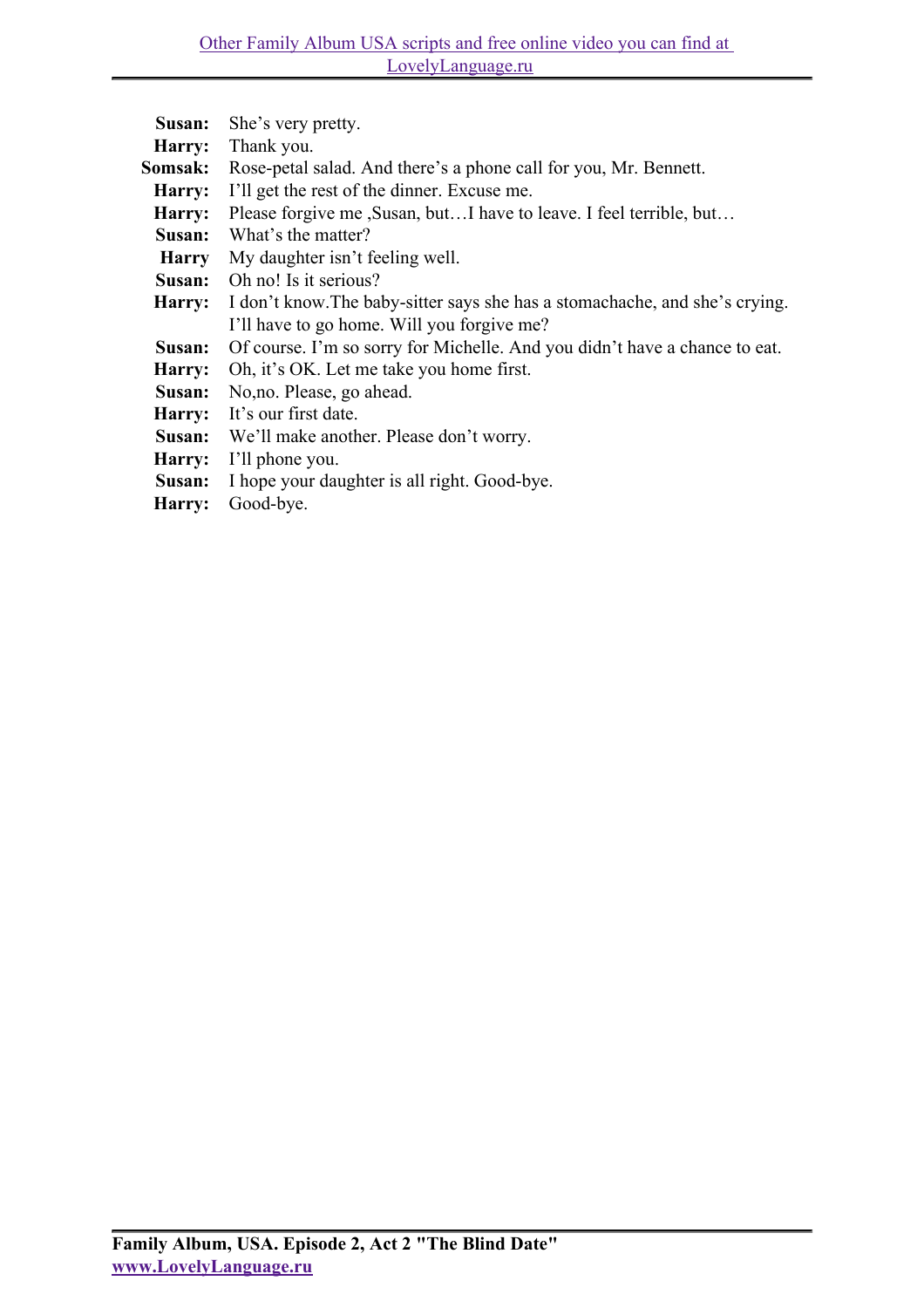**Susan:** She's very pretty.
**Harry:** Thank you.
**Somsak:** Rose-petal salad. And there's a phone call for you, Mr. Bennett.
**Harry:** I'll get the rest of the dinner. Excuse me.
**Harry:** Please forgive me ,Susan, but…I have to leave. I feel terrible, but…
**Susan:** What's the matter?
**Harry** My daughter isn't feeling well.
**Susan:** Oh no! Is it serious?
**Harry:** I don't know.The baby-sitter says she has a stomachache, and she's crying. I'll have to go home. Will you forgive me?
**Susan:** Of course. I'm so sorry for Michelle. And you didn't have a chance to eat.
**Harry:** Oh, it's OK. Let me take you home first.
**Susan:** No,no. Please, go ahead.
**Harry:** It's our first date.
**Susan:** We'll make another. Please don't worry.
**Harry:** I'll phone you.
**Susan:** I hope your daughter is all right. Good-bye.
**Harry:** Good-bye.